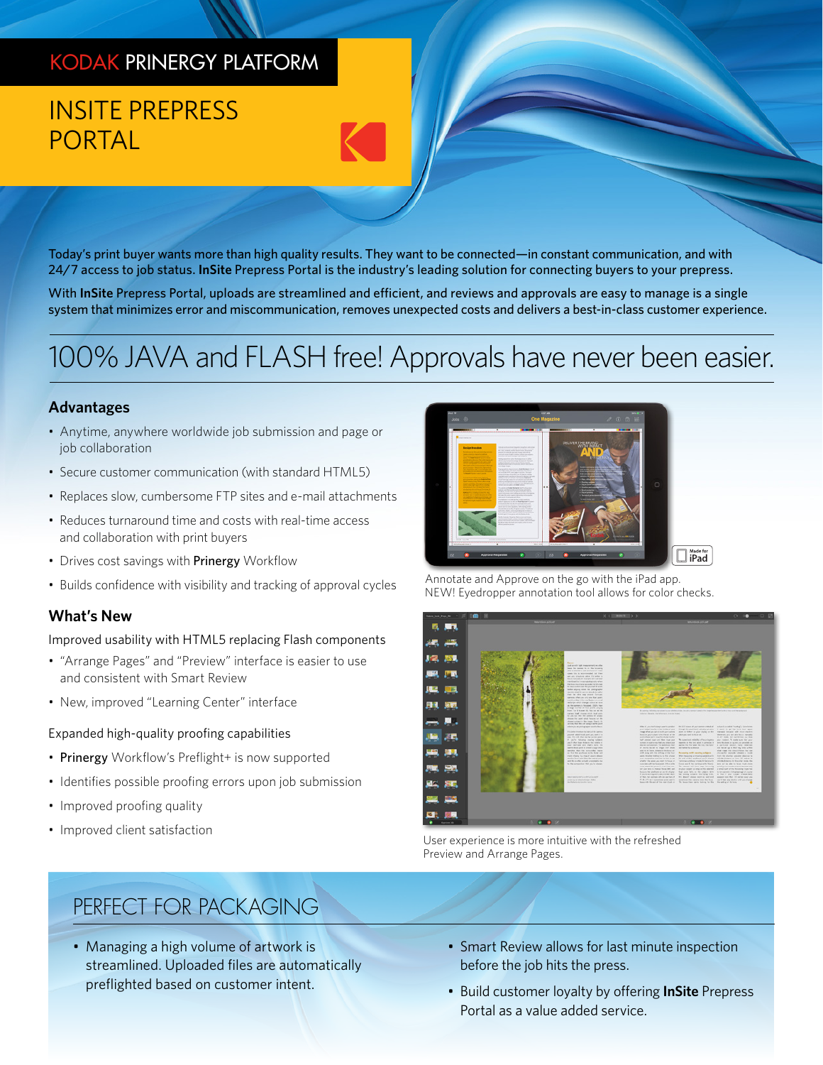KODAK PRINERGY PLATFORM

# INSITE PREPRESS PORTAL

Today's print buyer wants more than high quality results. They want to be connected—in constant communication, and with 24/7 access to job status. **InSite** Prepress Portal is the industry's leading solution for connecting buyers to your prepress.

With **InSite** Prepress Portal, uploads are streamlined and efficient, and reviews and approvals are easy to manage is a single system that minimizes error and miscommunication, removes unexpected costs and delivers a best-in-class customer experience.

## 100% JAVA and FLASH free! Approvals have never been easier.

### Advantages

- Anytime, anywhere worldwide job submission and page or job collaboration
- Secure customer communication (with standard HTML5)
- Replaces slow, cumbersome FTP sites and e-mail attachments
- Reduces turnaround time and costs with real-time access and collaboration with print buyers
- Drives cost savings with **Prinergy** Workflow
- Builds confidence with visibility and tracking of approval cycles

### What's New

Improved usability with HTML5 replacing Flash components

- "Arrange Pages" and "Preview" interface is easier to use and consistent with Smart Review
- New, improved "Learning Center" interface

Expanded high-quality proofing capabilities

- **Prinergy** Workflow's Preflight+ is now supported
- Identifies possible proofing errors upon job submission
- Improved proofing quality
- Improved client satisfaction

Annotate and Approve on the go with the iPad app.
NEW! Eyedropper annotation tool allows for color checks.

User experience is more intuitive with the refreshed Preview and Arrange Pages.

## PERFECT FOR PACKAGING

- Managing a high volume of artwork is streamlined. Uploaded files are automatically preflighted based on customer intent.
- Smart Review allows for last minute inspection before the job hits the press.
- Build customer loyalty by offering **InSite** Prepress Portal as a value added service.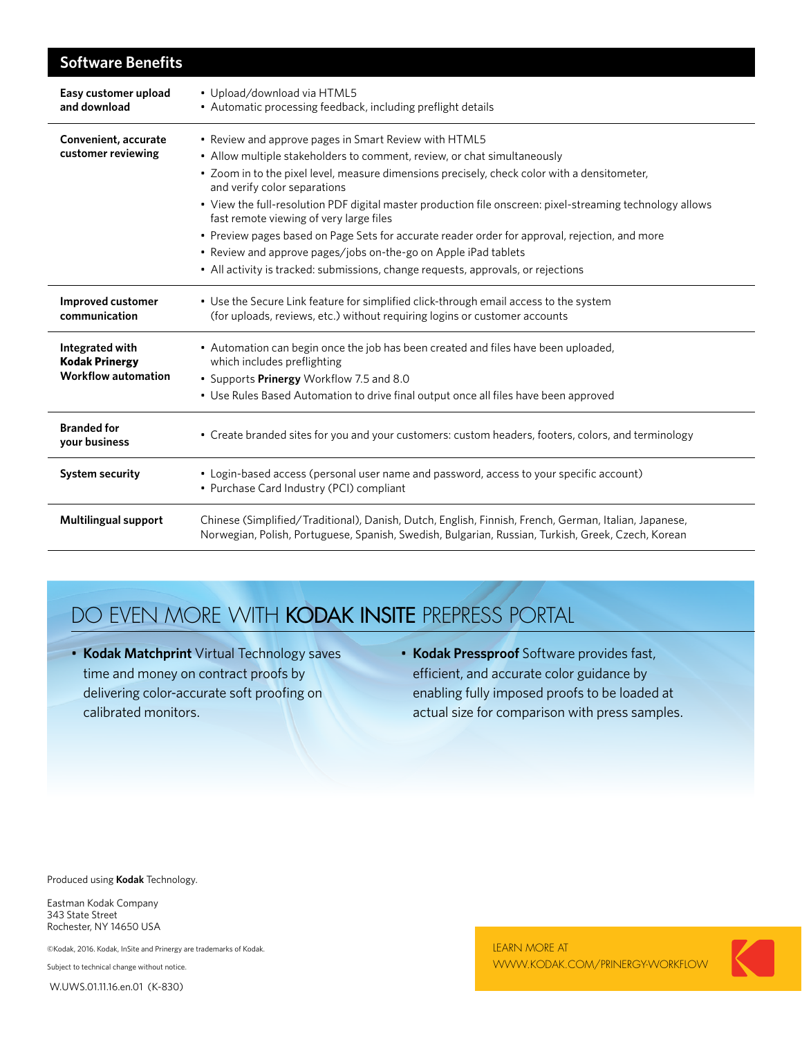## Software Benefits

| | |
|---|---|
| **Easy customer upload and download** | • Upload/download via HTML5<br>• Automatic processing feedback, including preflight details |
| **Convenient, accurate customer reviewing** | • Review and approve pages in Smart Review with HTML5<br>• Allow multiple stakeholders to comment, review, or chat simultaneously<br>• Zoom in to the pixel level, measure dimensions precisely, check color with a densitometer, and verify color separations<br>• View the full-resolution PDF digital master production file onscreen: pixel-streaming technology allows fast remote viewing of very large files<br>• Preview pages based on Page Sets for accurate reader order for approval, rejection, and more<br>• Review and approve pages/jobs on-the-go on Apple iPad tablets<br>• All activity is tracked: submissions, change requests, approvals, or rejections |
| **Improved customer communication** | • Use the Secure Link feature for simplified click-through email access to the system (for uploads, reviews, etc.) without requiring logins or customer accounts |
| **Integrated with Kodak Prinergy Workflow automation** | • Automation can begin once the job has been created and files have been uploaded, which includes preflighting<br>• Supports **Prinergy** Workflow 7.5 and 8.0<br>• Use Rules Based Automation to drive final output once all files have been approved |
| **Branded for your business** | • Create branded sites for you and your customers: custom headers, footers, colors, and terminology |
| **System security** | • Login-based access (personal user name and password, access to your specific account)<br>• Purchase Card Industry (PCI) compliant |
| **Multilingual support** | Chinese (Simplified/Traditional), Danish, Dutch, English, Finnish, French, German, Italian, Japanese, Norwegian, Polish, Portuguese, Spanish, Swedish, Bulgarian, Russian, Turkish, Greek, Czech, Korean |

## DO EVEN MORE WITH **KODAK INSITE** PREPRESS PORTAL

- **Kodak Matchprint** Virtual Technology saves time and money on contract proofs by delivering color-accurate soft proofing on calibrated monitors.
- **Kodak Pressproof** Software provides fast, efficient, and accurate color guidance by enabling fully imposed proofs to be loaded at actual size for comparison with press samples.

Produced using **Kodak** Technology.

Eastman Kodak Company
343 State Street
Rochester, NY 14650 USA

©Kodak, 2016. Kodak, InSite and Prinergy are trademarks of Kodak.

Subject to technical change without notice.

W.UWS.01.11.16.en.01 (K-830)

LEARN MORE AT
WWW.KODAK.COM/PRINERGY-WORKFLOW